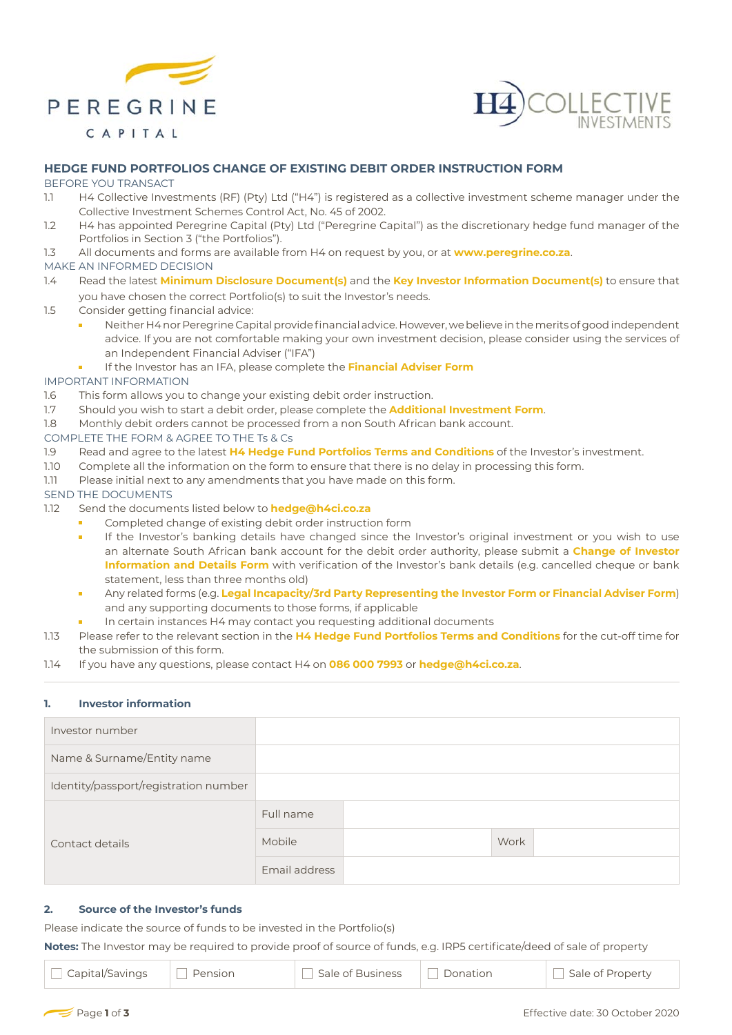PEREGRINE CAPITAL

H4 COLLECTIVE INVESTMENTS

# HEDGE FUND PORTFOLIOS CHANGE OF EXISTING DEBIT ORDER INSTRUCTION FORM

BEFORE YOU TRANSACT

1.1 H4 Collective Investments (RF) (Pty) Ltd ("H4") is registered as a collective investment scheme manager under the Collective Investment Schemes Control Act, No. 45 of 2002.

1.2 H4 has appointed Peregrine Capital (Pty) Ltd ("Peregrine Capital") as the discretionary hedge fund manager of the Portfolios in Section 3 ("the Portfolios").

1.3 All documents and forms are available from H4 on request by you, or at **www.peregrine.co.za**.

MAKE AN INFORMED DECISION

1.4 Read the latest **Minimum Disclosure Document(s)** and the **Key Investor Information Document(s)** to ensure that you have chosen the correct Portfolio(s) to suit the Investor's needs.

1.5 Consider getting financial advice:

- Neither H4 nor Peregrine Capital provide financial advice. However, we believe in the merits of good independent advice. If you are not comfortable making your own investment decision, please consider using the services of an Independent Financial Adviser ("IFA")
- If the Investor has an IFA, please complete the **Financial Adviser Form**

IMPORTANT INFORMATION

1.6 This form allows you to change your existing debit order instruction.

1.7 Should you wish to start a debit order, please complete the **Additional Investment Form**.

1.8 Monthly debit orders cannot be processed from a non South African bank account.

COMPLETE THE FORM & AGREE TO THE Ts & Cs

1.9 Read and agree to the latest **H4 Hedge Fund Portfolios Terms and Conditions** of the Investor's investment.

1.10 Complete all the information on the form to ensure that there is no delay in processing this form.

1.11 Please initial next to any amendments that you have made on this form.

SEND THE DOCUMENTS

1.12 Send the documents listed below to **hedge@h4ci.co.za**

- Completed change of existing debit order instruction form
- If the Investor's banking details have changed since the Investor's original investment or you wish to use an alternate South African bank account for the debit order authority, please submit a **Change of Investor Information and Details Form** with verification of the Investor's bank details (e.g. cancelled cheque or bank statement, less than three months old)
- Any related forms (e.g. **Legal Incapacity/3rd Party Representing the Investor Form or Financial Adviser Form**) and any supporting documents to those forms, if applicable
- In certain instances H4 may contact you requesting additional documents

1.13 Please refer to the relevant section in the **H4 Hedge Fund Portfolios Terms and Conditions** for the cut-off time for the submission of this form.

1.14 If you have any questions, please contact H4 on **086 000 7993** or **hedge@h4ci.co.za**.

## 1. Investor information

| | | | | |
|---|---|---|---|---|
| Investor number | | | | |
| Name & Surname/Entity name | | | | |
| Identity/passport/registration number | | | | |
| Contact details | Full name | | | |
| | Mobile | | Work | |
| | Email address | | | |

## 2. Source of the Investor's funds

Please indicate the source of funds to be invested in the Portfolio(s)

**Notes:** The Investor may be required to provide proof of source of funds, e.g. IRP5 certificate/deed of sale of property

| ☐ Capital/Savings | ☐ Pension | ☐ Sale of Business | ☐ Donation | ☐ Sale of Property |
|---|---|---|---|---|

Effective date: 30 October 2020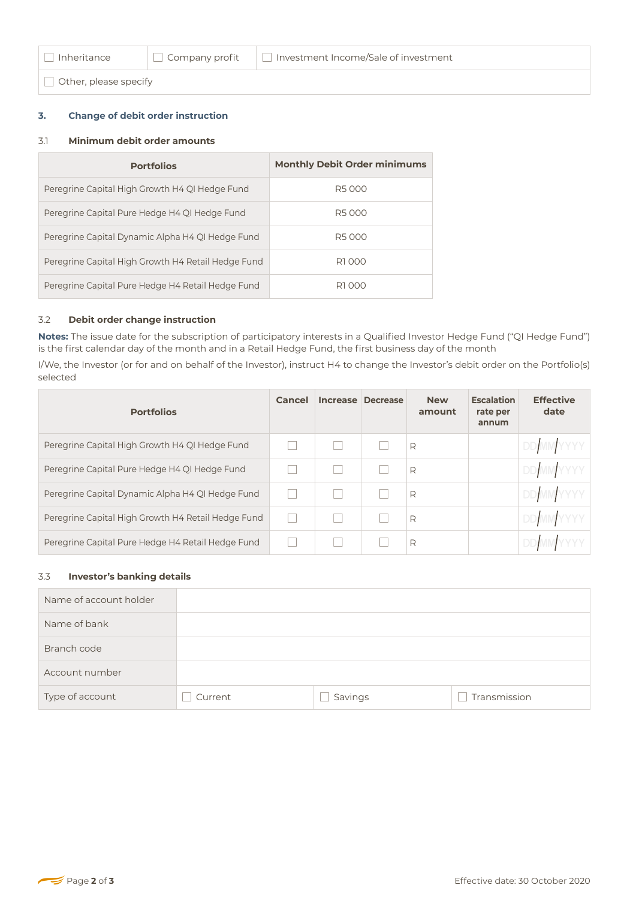| ☐ Inheritance | ☐ Company profit | ☐ Investment Income/Sale of investment |
|---|---|---|
| ☐ Other, please specify | | |

### 3. Change of debit order instruction

#### 3.1 Minimum debit order amounts

| Portfolios | Monthly Debit Order minimums |
|---|---|
| Peregrine Capital High Growth H4 QI Hedge Fund | R5 000 |
| Peregrine Capital Pure Hedge H4 QI Hedge Fund | R5 000 |
| Peregrine Capital Dynamic Alpha H4 QI Hedge Fund | R5 000 |
| Peregrine Capital High Growth H4 Retail Hedge Fund | R1 000 |
| Peregrine Capital Pure Hedge H4 Retail Hedge Fund | R1 000 |

#### 3.2 Debit order change instruction

**Notes:** The issue date for the subscription of participatory interests in a Qualified Investor Hedge Fund ("QI Hedge Fund") is the first calendar day of the month and in a Retail Hedge Fund, the first business day of the month

I/We, the Investor (or for and on behalf of the Investor), instruct H4 to change the Investor's debit order on the Portfolio(s) selected

| Portfolios | Cancel | Increase | Decrease | New amount | Escalation rate per annum | Effective date |
|---|---|---|---|---|---|---|
| Peregrine Capital High Growth H4 QI Hedge Fund | ☐ | ☐ | ☐ | R | | DD/MM/YYYY |
| Peregrine Capital Pure Hedge H4 QI Hedge Fund | ☐ | ☐ | ☐ | R | | DD/MM/YYYY |
| Peregrine Capital Dynamic Alpha H4 QI Hedge Fund | ☐ | ☐ | ☐ | R | | DD/MM/YYYY |
| Peregrine Capital High Growth H4 Retail Hedge Fund | ☐ | ☐ | ☐ | R | | DD/MM/YYYY |
| Peregrine Capital Pure Hedge H4 Retail Hedge Fund | ☐ | ☐ | ☐ | R | | DD/MM/YYYY |

#### 3.3 Investor's banking details

| Name of account holder | | | |
|---|---|---|---|
| Name of bank | | | |
| Branch code | | | |
| Account number | | | |
| Type of account | ☐ Current | ☐ Savings | ☐ Transmission |

Effective date: 30 October 2020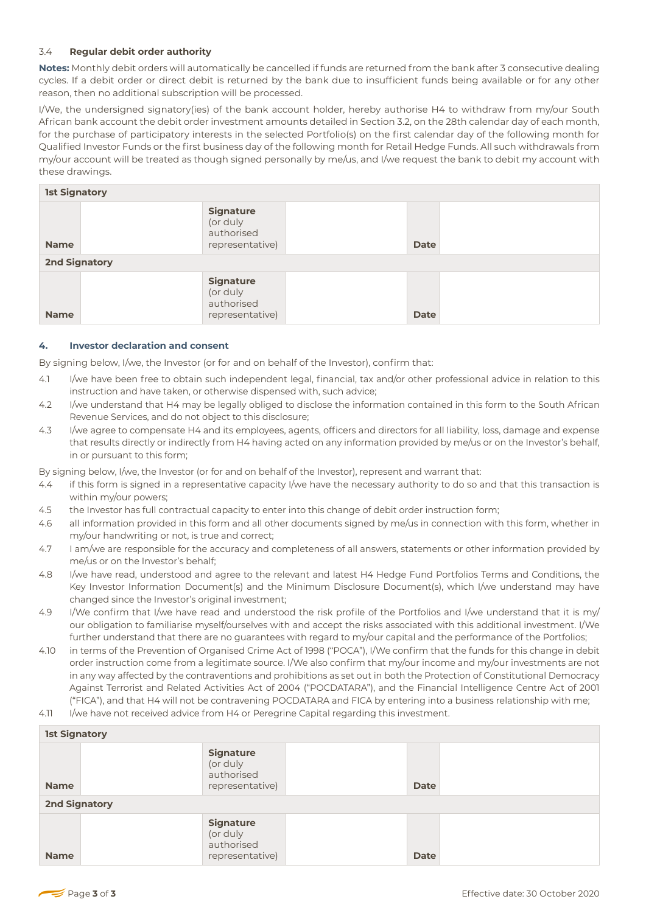### 3.4 Regular debit order authority

**Notes:** Monthly debit orders will automatically be cancelled if funds are returned from the bank after 3 consecutive dealing cycles. If a debit order or direct debit is returned by the bank due to insufficient funds being available or for any other reason, then no additional subscription will be processed.

I/We, the undersigned signatory(ies) of the bank account holder, hereby authorise H4 to withdraw from my/our South African bank account the debit order investment amounts detailed in Section 3.2, on the 28th calendar day of each month, for the purchase of participatory interests in the selected Portfolio(s) on the first calendar day of the following month for Qualified Investor Funds or the first business day of the following month for Retail Hedge Funds. All such withdrawals from my/our account will be treated as though signed personally by me/us, and I/we request the bank to debit my account with these drawings.

| **1st Signatory** | | | | | |
|---|---|---|---|---|---|
| **Name** | | **Signature** (or duly authorised representative) | | **Date** | |
| **2nd Signatory** | | | | | |
| **Name** | | **Signature** (or duly authorised representative) | | **Date** | |

## 4. Investor declaration and consent

By signing below, I/we, the Investor (or for and on behalf of the Investor), confirm that:

4.1 I/we have been free to obtain such independent legal, financial, tax and/or other professional advice in relation to this instruction and have taken, or otherwise dispensed with, such advice;

4.2 I/we understand that H4 may be legally obliged to disclose the information contained in this form to the South African Revenue Services, and do not object to this disclosure;

4.3 I/we agree to compensate H4 and its employees, agents, officers and directors for all liability, loss, damage and expense that results directly or indirectly from H4 having acted on any information provided by me/us or on the Investor's behalf, in or pursuant to this form;

By signing below, I/we, the Investor (or for and on behalf of the Investor), represent and warrant that:

4.4 if this form is signed in a representative capacity I/we have the necessary authority to do so and that this transaction is within my/our powers;

4.5 the Investor has full contractual capacity to enter into this change of debit order instruction form;

4.6 all information provided in this form and all other documents signed by me/us in connection with this form, whether in my/our handwriting or not, is true and correct;

4.7 I am/we are responsible for the accuracy and completeness of all answers, statements or other information provided by me/us or on the Investor's behalf;

4.8 I/we have read, understood and agree to the relevant and latest H4 Hedge Fund Portfolios Terms and Conditions, the Key Investor Information Document(s) and the Minimum Disclosure Document(s), which I/we understand may have changed since the Investor's original investment;

4.9 I/We confirm that I/we have read and understood the risk profile of the Portfolios and I/we understand that it is my/our obligation to familiarise myself/ourselves with and accept the risks associated with this additional investment. I/We further understand that there are no guarantees with regard to my/our capital and the performance of the Portfolios;

4.10 in terms of the Prevention of Organised Crime Act of 1998 ("POCA"), I/We confirm that the funds for this change in debit order instruction come from a legitimate source. I/We also confirm that my/our income and my/our investments are not in any way affected by the contraventions and prohibitions as set out in both the Protection of Constitutional Democracy Against Terrorist and Related Activities Act of 2004 ("POCDATARA"), and the Financial Intelligence Centre Act of 2001 ("FICA"), and that H4 will not be contravening POCDATARA and FICA by entering into a business relationship with me;

4.11 I/we have not received advice from H4 or Peregrine Capital regarding this investment.

| **1st Signatory** | | | | | |
|---|---|---|---|---|---|
| **Name** | | **Signature** (or duly authorised representative) | | **Date** | |
| **2nd Signatory** | | | | | |
| **Name** | | **Signature** (or duly authorised representative) | | **Date** | |

Effective date: 30 October 2020